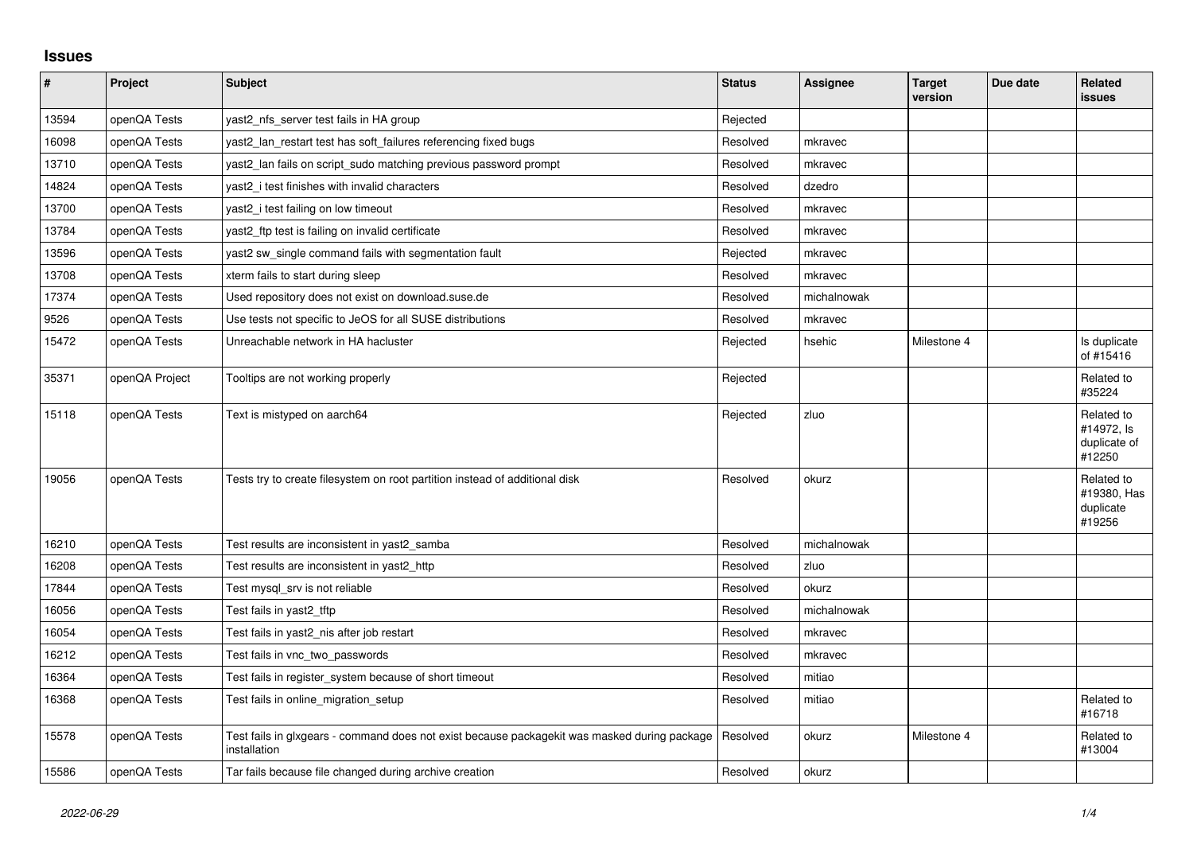## Issues

| # | Project | Subject | Status | Assignee | Target version | Due date | Related issues |
|---|---|---|---|---|---|---|---|
| 13594 | openQA Tests | yast2_nfs_server test fails in HA group | Rejected | | | | |
| 16098 | openQA Tests | yast2_lan_restart test has soft_failures referencing fixed bugs | Resolved | mkravec | | | |
| 13710 | openQA Tests | yast2_lan fails on script_sudo matching previous password prompt | Resolved | mkravec | | | |
| 14824 | openQA Tests | yast2_i test finishes with invalid characters | Resolved | dzedro | | | |
| 13700 | openQA Tests | yast2_i test failing on low timeout | Resolved | mkravec | | | |
| 13784 | openQA Tests | yast2_ftp test is failing on invalid certificate | Resolved | mkravec | | | |
| 13596 | openQA Tests | yast2 sw_single command fails with segmentation fault | Rejected | mkravec | | | |
| 13708 | openQA Tests | xterm fails to start during sleep | Resolved | mkravec | | | |
| 17374 | openQA Tests | Used repository does not exist on download.suse.de | Resolved | michalnowak | | | |
| 9526 | openQA Tests | Use tests not specific to JeOS for all SUSE distributions | Resolved | mkravec | | | |
| 15472 | openQA Tests | Unreachable network in HA hacluster | Rejected | hsehic | Milestone 4 | | Is duplicate of #15416 |
| 35371 | openQA Project | Tooltips are not working properly | Rejected | | | | Related to #35224 |
| 15118 | openQA Tests | Text is mistyped on aarch64 | Rejected | zluo | | | Related to #14972, Is duplicate of #12250 |
| 19056 | openQA Tests | Tests try to create filesystem on root partition instead of additional disk | Resolved | okurz | | | Related to #19380, Has duplicate #19256 |
| 16210 | openQA Tests | Test results are inconsistent in yast2_samba | Resolved | michalnowak | | | |
| 16208 | openQA Tests | Test results are inconsistent in yast2_http | Resolved | zluo | | | |
| 17844 | openQA Tests | Test mysql_srv is not reliable | Resolved | okurz | | | |
| 16056 | openQA Tests | Test fails in yast2_tftp | Resolved | michalnowak | | | |
| 16054 | openQA Tests | Test fails in yast2_nis after job restart | Resolved | mkravec | | | |
| 16212 | openQA Tests | Test fails in vnc_two_passwords | Resolved | mkravec | | | |
| 16364 | openQA Tests | Test fails in register_system because of short timeout | Resolved | mitiao | | | |
| 16368 | openQA Tests | Test fails in online_migration_setup | Resolved | mitiao | | | Related to #16718 |
| 15578 | openQA Tests | Test fails in glxgears - command does not exist because packagekit was masked during package installation | Resolved | okurz | Milestone 4 | | Related to #13004 |
| 15586 | openQA Tests | Tar fails because file changed during archive creation | Resolved | okurz | | | |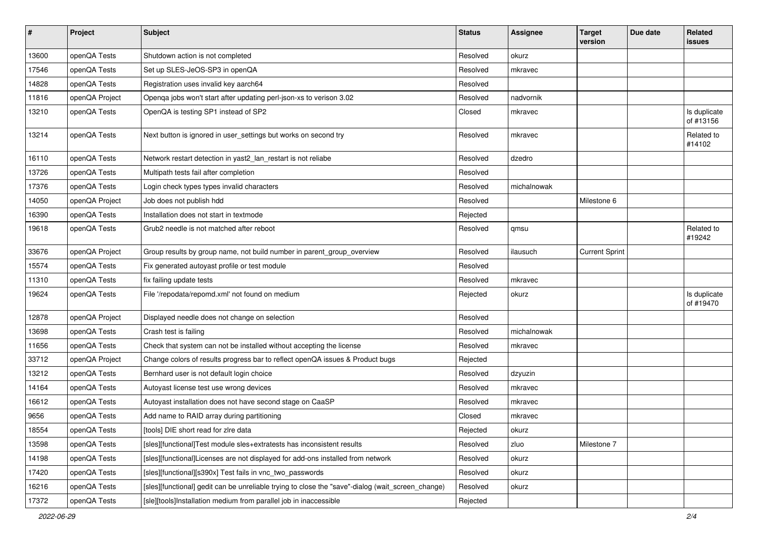| # | Project | Subject | Status | Assignee | Target version | Due date | Related issues |
|---|---|---|---|---|---|---|---|
| 13600 | openQA Tests | Shutdown action is not completed | Resolved | okurz | | | |
| 17546 | openQA Tests | Set up SLES-JeOS-SP3 in openQA | Resolved | mkravec | | | |
| 14828 | openQA Tests | Registration uses invalid key aarch64 | Resolved | | | | |
| 11816 | openQA Project | Openqa jobs won't start after updating perl-json-xs to verison 3.02 | Resolved | nadvornik | | | |
| 13210 | openQA Tests | OpenQA is testing SP1 instead of SP2 | Closed | mkravec | | | Is duplicate of #13156 |
| 13214 | openQA Tests | Next button is ignored in user_settings but works on second try | Resolved | mkravec | | | Related to #14102 |
| 16110 | openQA Tests | Network restart detection in yast2_lan_restart is not reliabe | Resolved | dzedro | | | |
| 13726 | openQA Tests | Multipath tests fail after completion | Resolved | | | | |
| 17376 | openQA Tests | Login check types types invalid characters | Resolved | michalnowak | | | |
| 14050 | openQA Project | Job does not publish hdd | Resolved | | Milestone 6 | | |
| 16390 | openQA Tests | Installation does not start in textmode | Rejected | | | | |
| 19618 | openQA Tests | Grub2 needle is not matched after reboot | Resolved | qmsu | | | Related to #19242 |
| 33676 | openQA Project | Group results by group name, not build number in parent_group_overview | Resolved | ilausuch | Current Sprint | | |
| 15574 | openQA Tests | Fix generated autoyast profile or test module | Resolved | | | | |
| 11310 | openQA Tests | fix failing update tests | Resolved | mkravec | | | |
| 19624 | openQA Tests | File '/repodata/repomd.xml' not found on medium | Rejected | okurz | | | Is duplicate of #19470 |
| 12878 | openQA Project | Displayed needle does not change on selection | Resolved | | | | |
| 13698 | openQA Tests | Crash test is failing | Resolved | michalnowak | | | |
| 11656 | openQA Tests | Check that system can not be installed without accepting the license | Resolved | mkravec | | | |
| 33712 | openQA Project | Change colors of results progress bar to reflect openQA issues & Product bugs | Rejected | | | | |
| 13212 | openQA Tests | Bernhard user is not default login choice | Resolved | dzyuzin | | | |
| 14164 | openQA Tests | Autoyast license test use wrong devices | Resolved | mkravec | | | |
| 16612 | openQA Tests | Autoyast installation does not have second stage on CaaSP | Resolved | mkravec | | | |
| 9656 | openQA Tests | Add name to RAID array during partitioning | Closed | mkravec | | | |
| 18554 | openQA Tests | [tools] DIE short read for zlre data | Rejected | okurz | | | |
| 13598 | openQA Tests | [sles][functional]Test module sles+extratests has inconsistent results | Resolved | zluo | Milestone 7 | | |
| 14198 | openQA Tests | [sles][functional]Licenses are not displayed for add-ons installed from network | Resolved | okurz | | | |
| 17420 | openQA Tests | [sles][functional][s390x] Test fails in vnc_two_passwords | Resolved | okurz | | | |
| 16216 | openQA Tests | [sles][functional] gedit can be unreliable trying to close the "save"-dialog (wait_screen_change) | Resolved | okurz | | | |
| 17372 | openQA Tests | [sle][tools]Installation medium from parallel job in inaccessible | Rejected | | | | |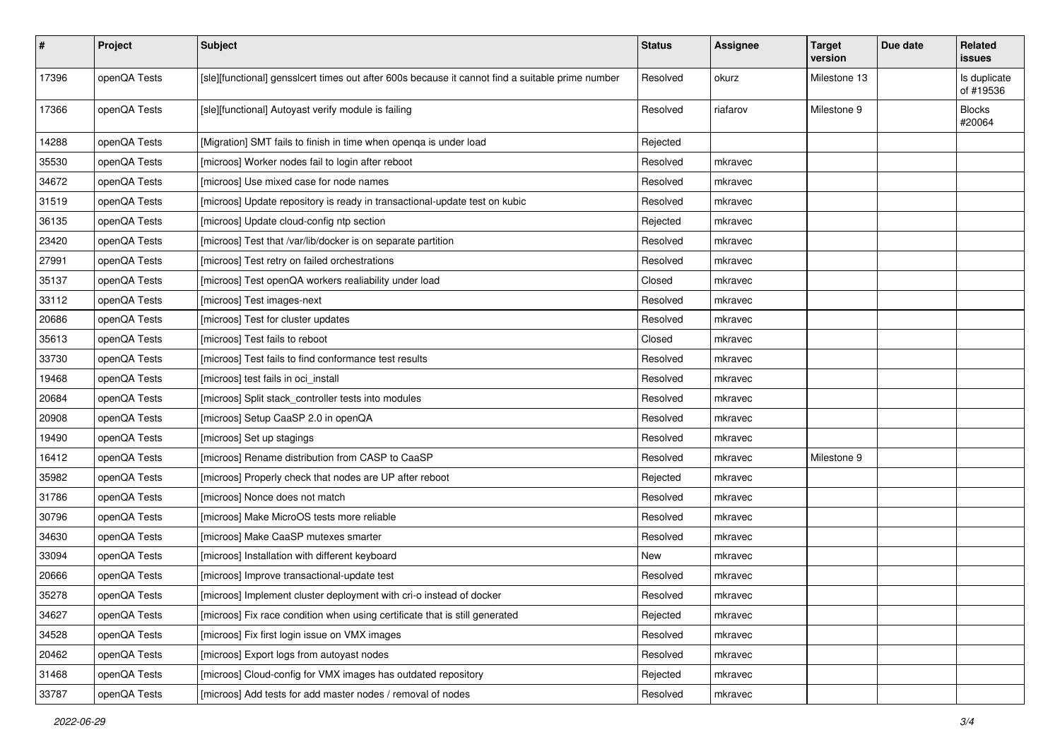| # | Project | Subject | Status | Assignee | Target version | Due date | Related issues |
|---|---|---|---|---|---|---|---|
| 17396 | openQA Tests | [sle][functional] gensslcert times out after 600s because it cannot find a suitable prime number | Resolved | okurz | Milestone 13 | | Is duplicate of #19536 |
| 17366 | openQA Tests | [sle][functional] Autoyast verify module is failing | Resolved | riafarov | Milestone 9 | | Blocks #20064 |
| 14288 | openQA Tests | [Migration] SMT fails to finish in time when openqa is under load | Rejected | | | | |
| 35530 | openQA Tests | [microos] Worker nodes fail to login after reboot | Resolved | mkravec | | | |
| 34672 | openQA Tests | [microos] Use mixed case for node names | Resolved | mkravec | | | |
| 31519 | openQA Tests | [microos] Update repository is ready in transactional-update test on kubic | Resolved | mkravec | | | |
| 36135 | openQA Tests | [microos] Update cloud-config ntp section | Rejected | mkravec | | | |
| 23420 | openQA Tests | [microos] Test that /var/lib/docker is on separate partition | Resolved | mkravec | | | |
| 27991 | openQA Tests | [microos] Test retry on failed orchestrations | Resolved | mkravec | | | |
| 35137 | openQA Tests | [microos] Test openQA workers realiability under load | Closed | mkravec | | | |
| 33112 | openQA Tests | [microos] Test images-next | Resolved | mkravec | | | |
| 20686 | openQA Tests | [microos] Test for cluster updates | Resolved | mkravec | | | |
| 35613 | openQA Tests | [microos] Test fails to reboot | Closed | mkravec | | | |
| 33730 | openQA Tests | [microos] Test fails to find conformance test results | Resolved | mkravec | | | |
| 19468 | openQA Tests | [microos] test fails in oci_install | Resolved | mkravec | | | |
| 20684 | openQA Tests | [microos] Split stack_controller tests into modules | Resolved | mkravec | | | |
| 20908 | openQA Tests | [microos] Setup CaaSP 2.0 in openQA | Resolved | mkravec | | | |
| 19490 | openQA Tests | [microos] Set up stagings | Resolved | mkravec | | | |
| 16412 | openQA Tests | [microos] Rename distribution from CASP to CaaSP | Resolved | mkravec | Milestone 9 | | |
| 35982 | openQA Tests | [microos] Properly check that nodes are UP after reboot | Rejected | mkravec | | | |
| 31786 | openQA Tests | [microos] Nonce does not match | Resolved | mkravec | | | |
| 30796 | openQA Tests | [microos] Make MicroOS tests more reliable | Resolved | mkravec | | | |
| 34630 | openQA Tests | [microos] Make CaaSP mutexes smarter | Resolved | mkravec | | | |
| 33094 | openQA Tests | [microos] Installation with different keyboard | New | mkravec | | | |
| 20666 | openQA Tests | [microos] Improve transactional-update test | Resolved | mkravec | | | |
| 35278 | openQA Tests | [microos] Implement cluster deployment with cri-o instead of docker | Resolved | mkravec | | | |
| 34627 | openQA Tests | [microos] Fix race condition when using certificate that is still generated | Rejected | mkravec | | | |
| 34528 | openQA Tests | [microos] Fix first login issue on VMX images | Resolved | mkravec | | | |
| 20462 | openQA Tests | [microos] Export logs from autoyast nodes | Resolved | mkravec | | | |
| 31468 | openQA Tests | [microos] Cloud-config for VMX images has outdated repository | Rejected | mkravec | | | |
| 33787 | openQA Tests | [microos] Add tests for add master nodes / removal of nodes | Resolved | mkravec | | | |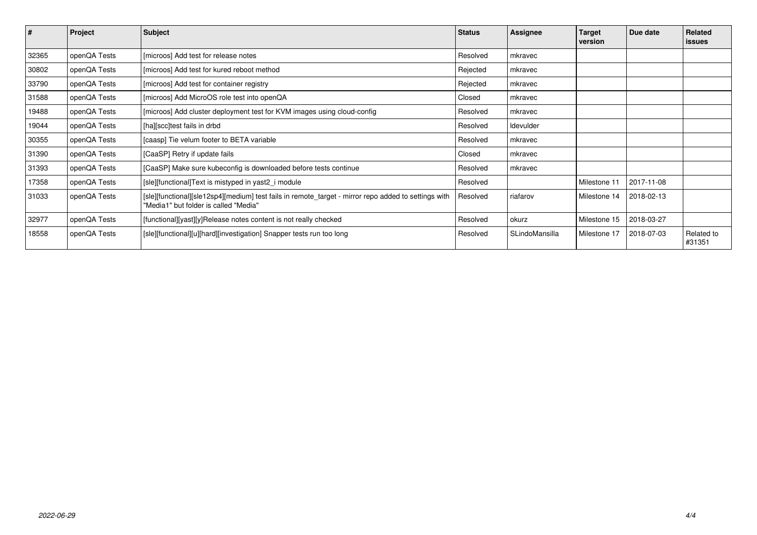| # | Project | Subject | Status | Assignee | Target version | Due date | Related issues |
|---|---|---|---|---|---|---|---|
| 32365 | openQA Tests | [microos] Add test for release notes | Resolved | mkravec | | | |
| 30802 | openQA Tests | [microos] Add test for kured reboot method | Rejected | mkravec | | | |
| 33790 | openQA Tests | [microos] Add test for container registry | Rejected | mkravec | | | |
| 31588 | openQA Tests | [microos] Add MicroOS role test into openQA | Closed | mkravec | | | |
| 19488 | openQA Tests | [microos] Add cluster deployment test for KVM images using cloud-config | Resolved | mkravec | | | |
| 19044 | openQA Tests | [ha][scc]test fails in drbd | Resolved | ldevulder | | | |
| 30355 | openQA Tests | [caasp] Tie velum footer to BETA variable | Resolved | mkravec | | | |
| 31390 | openQA Tests | [CaaSP] Retry if update fails | Closed | mkravec | | | |
| 31393 | openQA Tests | [CaaSP] Make sure kubeconfig is downloaded before tests continue | Resolved | mkravec | | | |
| 17358 | openQA Tests | [sle][functional]Text is mistyped in yast2_i module | Resolved | | Milestone 11 | 2017-11-08 | |
| 31033 | openQA Tests | [sle][functional][sle12sp4][medium] test fails in remote_target - mirror repo added to settings with "Media1" but folder is called "Media" | Resolved | riafarov | Milestone 14 | 2018-02-13 | |
| 32977 | openQA Tests | [functional][yast][y]Release notes content is not really checked | Resolved | okurz | Milestone 15 | 2018-03-27 | |
| 18558 | openQA Tests | [sle][functional][u][hard][investigation] Snapper tests run too long | Resolved | SLindoMansilla | Milestone 17 | 2018-07-03 | Related to #31351 |